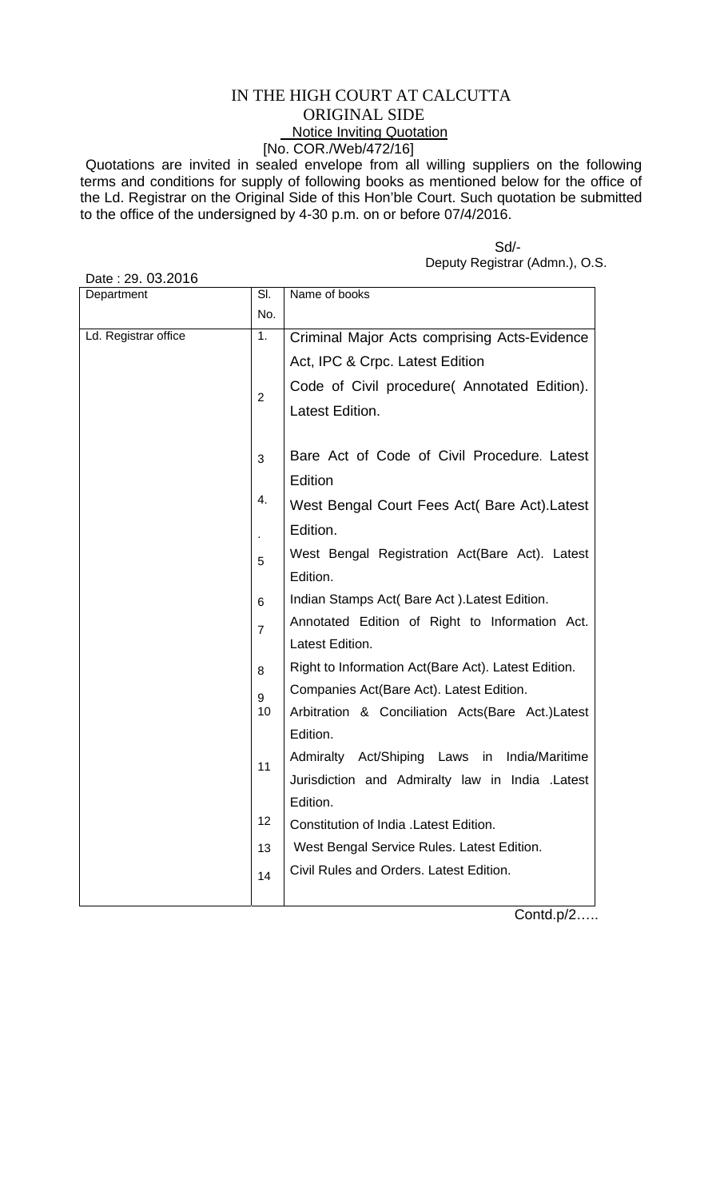# IN THE HIGH COURT AT CALCUTTA

## ORIGINAL SIDE

### Notice Inviting Quotation

[No. COR./Web/472/16]

Quotations are invited in sealed envelope from all willing suppliers on the following terms and conditions for supply of following books as mentioned below for the office of the Ld. Registrar on the Original Side of this Hon'ble Court. Such quotation be submitted to the office of the undersigned by 4-30 p.m. on or before 07/4/2016.

Sd/-
Deputy Registrar (Admn.), O.S.

Date : 29. 03.2016

| Department | Sl. No. | Name of books |
|---|---|---|
| Ld. Registrar office | 1. | Criminal Major Acts comprising Acts-Evidence Act, IPC & Crpc. Latest Edition |
| | 2 | Code of Civil procedure( Annotated Edition). Latest Edition. |
| | 3 | Bare Act of Code of Civil Procedure. Latest Edition |
| | 4. | West Bengal Court Fees Act( Bare Act).Latest Edition. |
| | 5 | West Bengal Registration Act(Bare Act). Latest Edition. |
| | 6 | Indian Stamps Act( Bare Act ).Latest Edition. |
| | 7 | Annotated Edition of Right to Information Act. Latest Edition. |
| | 8 | Right to Information Act(Bare Act). Latest Edition. |
| | 9 | Companies Act(Bare Act). Latest Edition. |
| | 10 | Arbitration & Conciliation Acts(Bare Act.)Latest Edition. |
| | 11 | Admiralty Act/Shiping Laws in India/Maritime Jurisdiction and Admiralty law in India .Latest Edition. |
| | 12 | Constitution of India .Latest Edition. |
| | 13 | West Bengal Service Rules. Latest Edition. |
| | 14 | Civil Rules and Orders. Latest Edition. |

Contd.p/2…..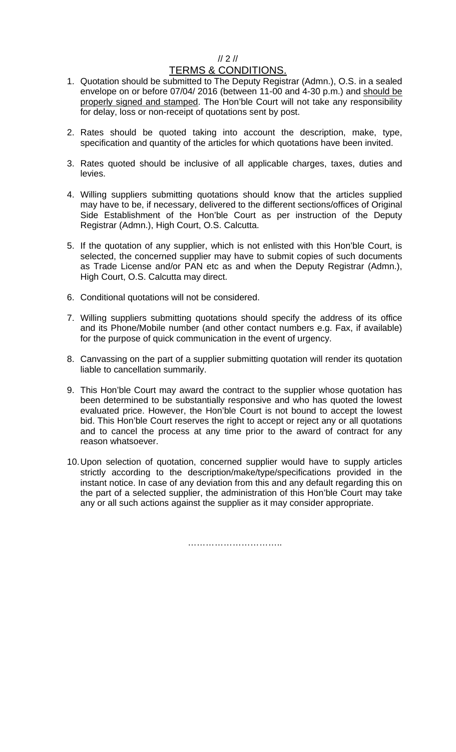## TERMS & CONDITIONS.

1. Quotation should be submitted to The Deputy Registrar (Admn.), O.S. in a sealed envelope on or before 07/04/ 2016 (between 11-00 and 4-30 p.m.) and should be properly signed and stamped. The Hon'ble Court will not take any responsibility for delay, loss or non-receipt of quotations sent by post.

2. Rates should be quoted taking into account the description, make, type, specification and quantity of the articles for which quotations have been invited.

3. Rates quoted should be inclusive of all applicable charges, taxes, duties and levies.

4. Willing suppliers submitting quotations should know that the articles supplied may have to be, if necessary, delivered to the different sections/offices of Original Side Establishment of the Hon'ble Court as per instruction of the Deputy Registrar (Admn.), High Court, O.S. Calcutta.

5. If the quotation of any supplier, which is not enlisted with this Hon'ble Court, is selected, the concerned supplier may have to submit copies of such documents as Trade License and/or PAN etc as and when the Deputy Registrar (Admn.), High Court, O.S. Calcutta may direct.

6. Conditional quotations will not be considered.

7. Willing suppliers submitting quotations should specify the address of its office and its Phone/Mobile number (and other contact numbers e.g. Fax, if available) for the purpose of quick communication in the event of urgency.

8. Canvassing on the part of a supplier submitting quotation will render its quotation liable to cancellation summarily.

9. This Hon'ble Court may award the contract to the supplier whose quotation has been determined to be substantially responsive and who has quoted the lowest evaluated price. However, the Hon'ble Court is not bound to accept the lowest bid. This Hon'ble Court reserves the right to accept or reject any or all quotations and to cancel the process at any time prior to the award of contract for any reason whatsoever.

10. Upon selection of quotation, concerned supplier would have to supply articles strictly according to the description/make/type/specifications provided in the instant notice. In case of any deviation from this and any default regarding this on the part of a selected supplier, the administration of this Hon'ble Court may take any or all such actions against the supplier as it may consider appropriate.

…………………………..